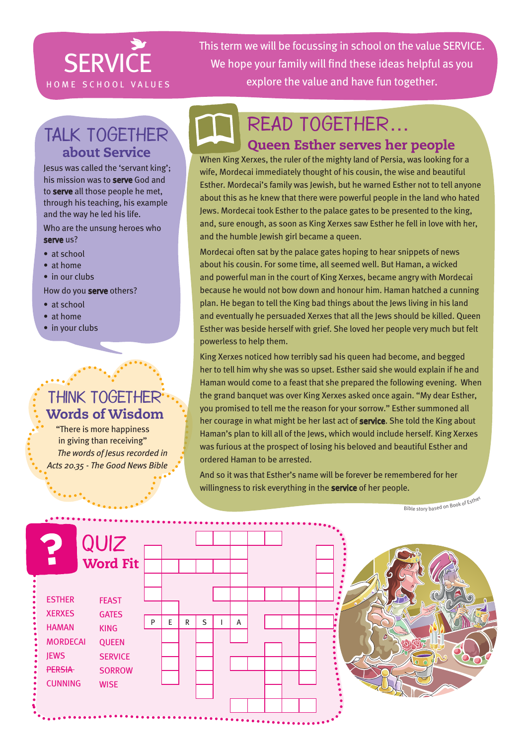# SERVICE

HOME SCHOOL VALUES

This term we will be focussing in school on the value SERVICE. We hope your family will find these ideas helpful as you explore the value and have fun together.

## TALK TOGETHER about Service

Jesus was called the 'servant king'; his mission was to **serve** God and to **serve** all those people he met, through his teaching, his example and the way he led his life.

Who are the unsung heroes who **serve** us?

- at school
- at home
- in our clubs

How do you **serve** others?

- at school
- at home
- in your clubs

## THINK TOGETHER Words of Wisdom

"There is more happiness in giving than receiving"

*The words of Jesus recorded in Acts 20.35 - The Good News Bible*

## READ TOGETHER... Queen Esther serves her people

When King Xerxes, the ruler of the mighty land of Persia, was looking for a wife, Mordecai immediately thought of his cousin, the wise and beautiful Esther. Mordecai's family was Jewish, but he warned Esther not to tell anyone about this as he knew that there were powerful people in the land who hated Jews. Mordecai took Esther to the palace gates to be presented to the king, and, sure enough, as soon as King Xerxes saw Esther he fell in love with her, and the humble Jewish girl became a queen.

Mordecai often sat by the palace gates hoping to hear snippets of news about his cousin. For some time, all seemed well. But Haman, a wicked and powerful man in the court of King Xerxes, became angry with Mordecai because he would not bow down and honour him. Haman hatched a cunning plan. He began to tell the King bad things about the Jews living in his land and eventually he persuaded Xerxes that all the Jews should be killed. Queen Esther was beside herself with grief. She loved her people very much but felt powerless to help them.

King Xerxes noticed how terribly sad his queen had become, and begged her to tell him why she was so upset. Esther said she would explain if he and Haman would come to a feast that she prepared the following evening. When the grand banquet was over King Xerxes asked once again. "My dear Esther, you promised to tell me the reason for your sorrow." Esther summoned all her courage in what might be her last act of **service**. She told the King about Haman's plan to kill all of the Jews, which would include herself. King Xerxes was furious at the prospect of losing his beloved and beautiful Esther and ordered Haman to be arrested.

And so it was that Esther's name will be forever be remembered for her willingness to risk everything in the **service** of her people.

Bible story based on Book of Esther

## QUIZ Word Fit

| | |
|---|---|
| ESTHER | FEAST |
| XERXES | GATES |
| HAMAN | KING |
| MORDECAI | QUEEN |
| JEWS | SERVICE |
| ~~PERSIA~~ | SORROW |
| CUNNING | WISE |

P E R S I A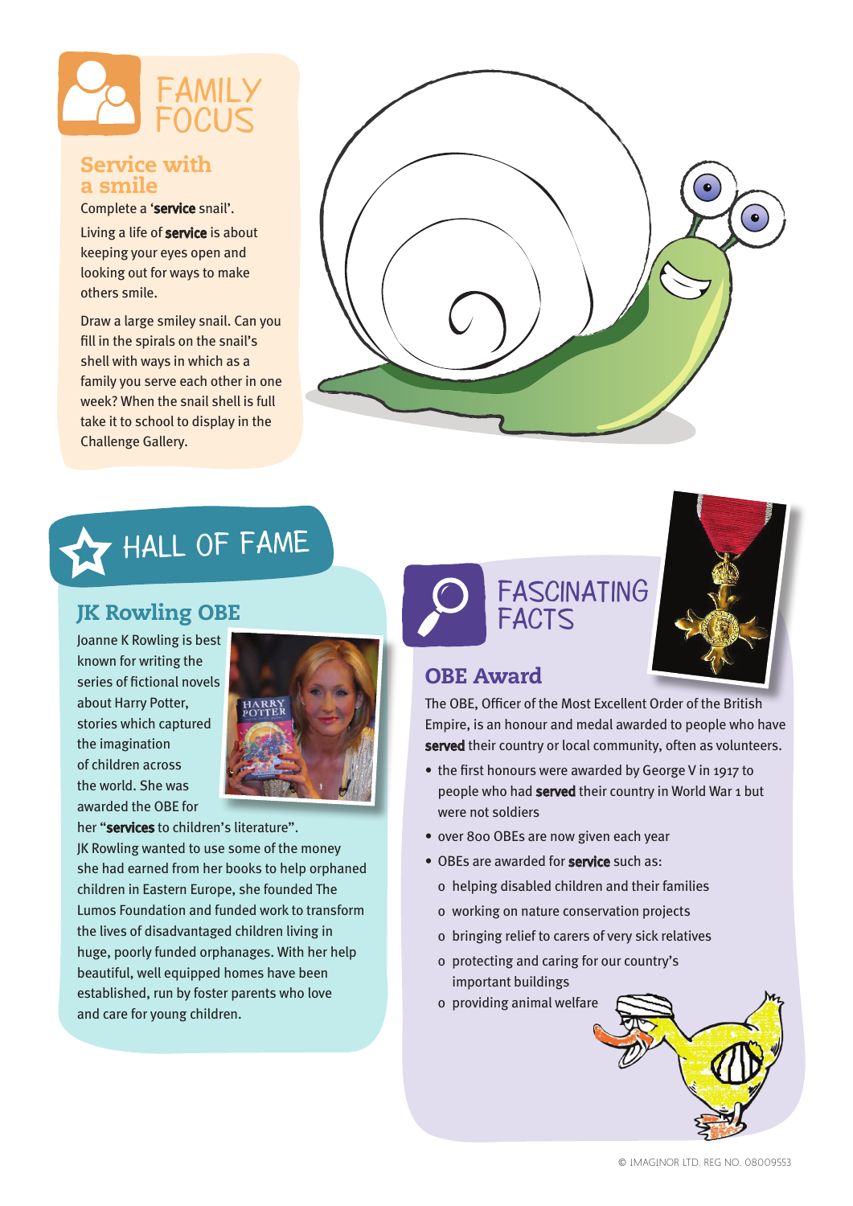# FAMILY FOCUS

## Service with a smile

Complete a '**service** snail'.

Living a life of **service** is about keeping your eyes open and looking out for ways to make others smile.

Draw a large smiley snail. Can you fill in the spirals on the snail's shell with ways in which as a family you serve each other in one week? When the snail shell is full take it to school to display in the Challenge Gallery.

# HALL OF FAME

## JK Rowling OBE

Joanne K Rowling is best known for writing the series of fictional novels about Harry Potter, stories which captured the imagination of children across the world. She was awarded the OBE for her "**services** to children's literature".

JK Rowling wanted to use some of the money she had earned from her books to help orphaned children in Eastern Europe, she founded The Lumos Foundation and funded work to transform the lives of disadvantaged children living in huge, poorly funded orphanages. With her help beautiful, well equipped homes have been established, run by foster parents who love and care for young children.

# FASCINATING FACTS

## OBE Award

The OBE, Officer of the Most Excellent Order of the British Empire, is an honour and medal awarded to people who have **served** their country or local community, often as volunteers.

- the first honours were awarded by George V in 1917 to people who had **served** their country in World War 1 but were not soldiers
- over 800 OBEs are now given each year
- OBEs are awarded for **service** such as:
  - helping disabled children and their families
  - working on nature conservation projects
  - bringing relief to carers of very sick relatives
  - protecting and caring for our country's important buildings
  - providing animal welfare

© IMAGINOR LTD. REG NO. 08009553